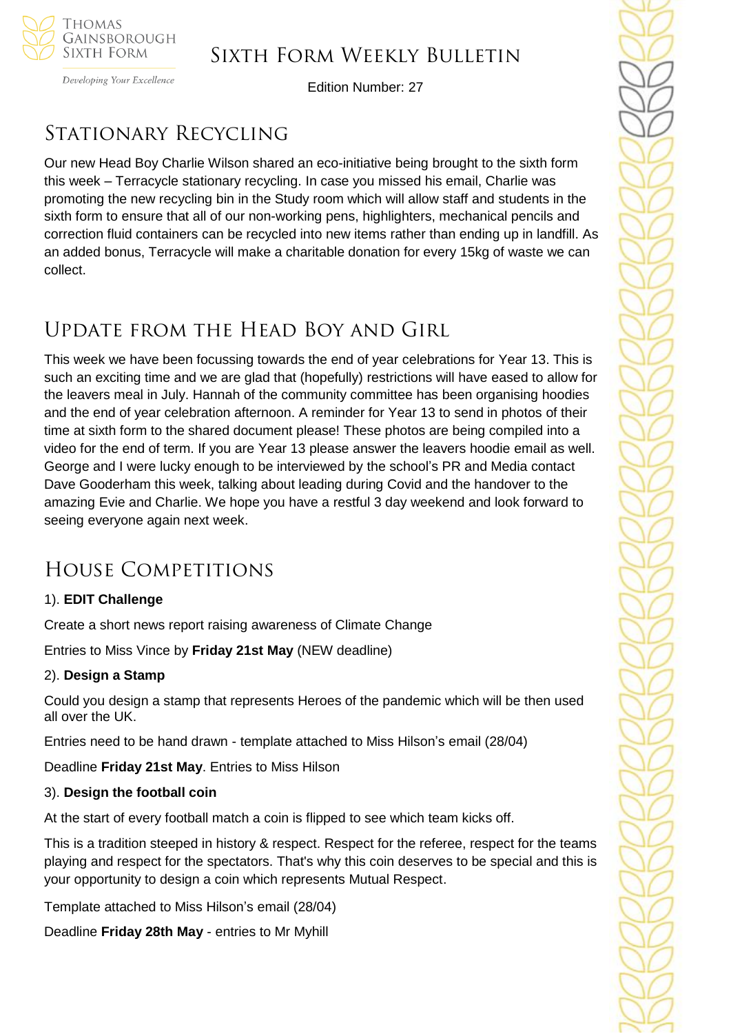# Sixth Form Weekly Bulletin

Edition Number: 27

## Stationary Recycling

Our new Head Boy Charlie Wilson shared an eco-initiative being brought to the sixth form this week – Terracycle stationary recycling. In case you missed his email, Charlie was promoting the new recycling bin in the Study room which will allow staff and students in the sixth form to ensure that all of our non-working pens, highlighters, mechanical pencils and correction fluid containers can be recycled into new items rather than ending up in landfill. As an added bonus, Terracycle will make a charitable donation for every 15kg of waste we can collect.

## Update from the Head Boy and Girl

This week we have been focussing towards the end of year celebrations for Year 13. This is such an exciting time and we are glad that (hopefully) restrictions will have eased to allow for the leavers meal in July. Hannah of the community committee has been organising hoodies and the end of year celebration afternoon. A reminder for Year 13 to send in photos of their time at sixth form to the shared document please! These photos are being compiled into a video for the end of term. If you are Year 13 please answer the leavers hoodie email as well. George and I were lucky enough to be interviewed by the school's PR and Media contact Dave Gooderham this week, talking about leading during Covid and the handover to the amazing Evie and Charlie. We hope you have a restful 3 day weekend and look forward to seeing everyone again next week.

## House Competitions

1). **EDIT Challenge**

Create a short news report raising awareness of Climate Change

Entries to Miss Vince by **Friday 21st May** (NEW deadline)

2). **Design a Stamp**

Could you design a stamp that represents Heroes of the pandemic which will be then used all over the UK.

Entries need to be hand drawn - template attached to Miss Hilson's email (28/04)

Deadline **Friday 21st May**. Entries to Miss Hilson

3). **Design the football coin**

At the start of every football match a coin is flipped to see which team kicks off.

This is a tradition steeped in history & respect. Respect for the referee, respect for the teams playing and respect for the spectators. That's why this coin deserves to be special and this is your opportunity to design a coin which represents Mutual Respect.

Template attached to Miss Hilson's email (28/04)

Deadline **Friday 28th May** - entries to Mr Myhill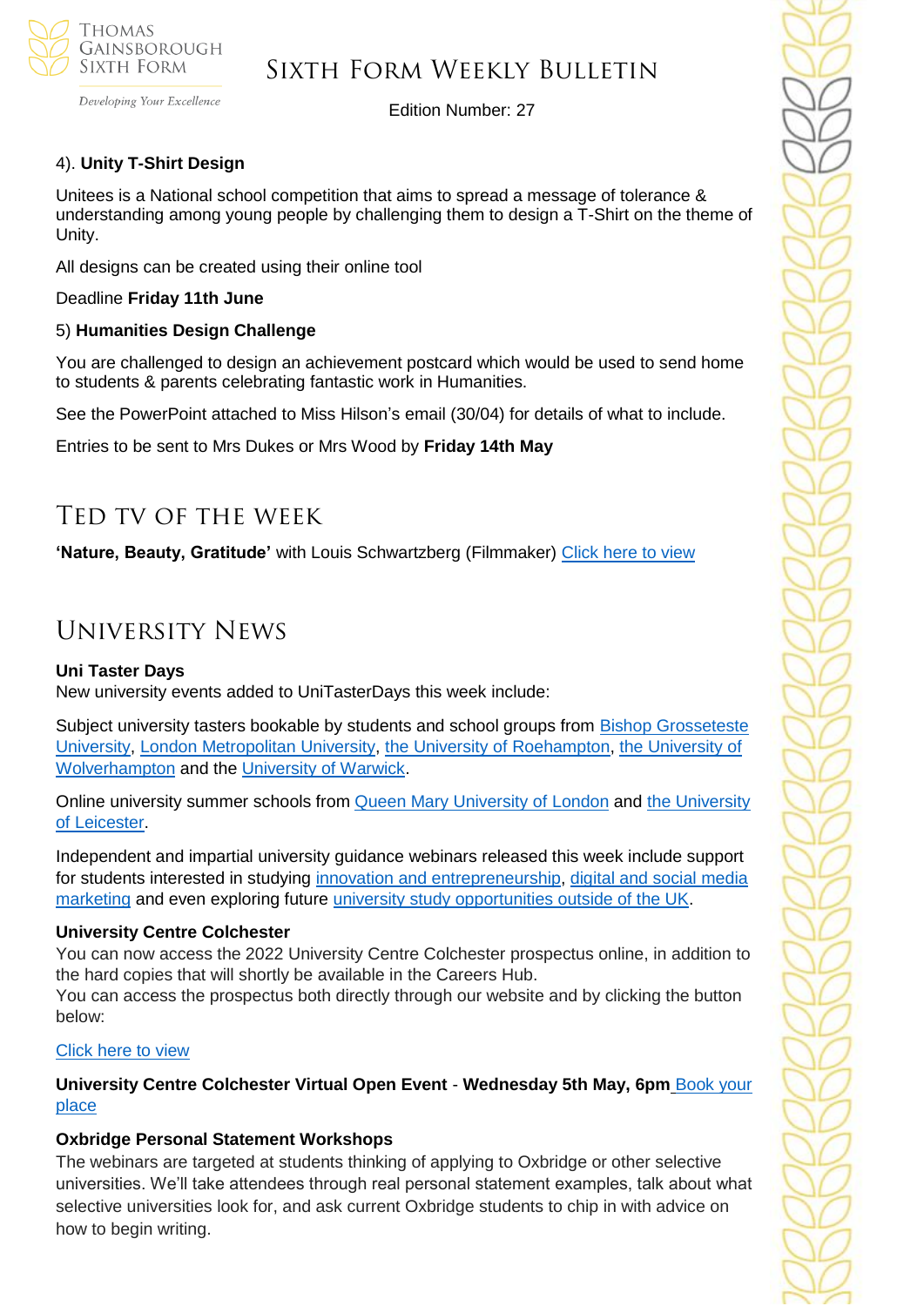4). **Unity T-Shirt Design**

Unitees is a National school competition that aims to spread a message of tolerance & understanding among young people by challenging them to design a T-Shirt on the theme of Unity.

All designs can be created using their online tool

Deadline **Friday 11th June**

5) **Humanities Design Challenge**

You are challenged to design an achievement postcard which would be used to send home to students & parents celebrating fantastic work in Humanities.

See the PowerPoint attached to Miss Hilson's email (30/04) for details of what to include.

Entries to be sent to Mrs Dukes or Mrs Wood by **Friday 14th May**

## Ted TV of the Week

**'Nature, Beauty, Gratitude'** with Louis Schwartzberg (Filmmaker) Click here to view

## University News

**Uni Taster Days**
New university events added to UniTasterDays this week include:

Subject university tasters bookable by students and school groups from Bishop Grosseteste University, London Metropolitan University, the University of Roehampton, the University of Wolverhampton and the University of Warwick.

Online university summer schools from Queen Mary University of London and the University of Leicester.

Independent and impartial university guidance webinars released this week include support for students interested in studying innovation and entrepreneurship, digital and social media marketing and even exploring future university study opportunities outside of the UK.

**University Centre Colchester**
You can now access the 2022 University Centre Colchester prospectus online, in addition to the hard copies that will shortly be available in the Careers Hub.
You can access the prospectus both directly through our website and by clicking the button below:

Click here to view

**University Centre Colchester Virtual Open Event** - **Wednesday 5th May, 6pm** Book your place

**Oxbridge Personal Statement Workshops**
The webinars are targeted at students thinking of applying to Oxbridge or other selective universities. We'll take attendees through real personal statement examples, talk about what selective universities look for, and ask current Oxbridge students to chip in with advice on how to begin writing.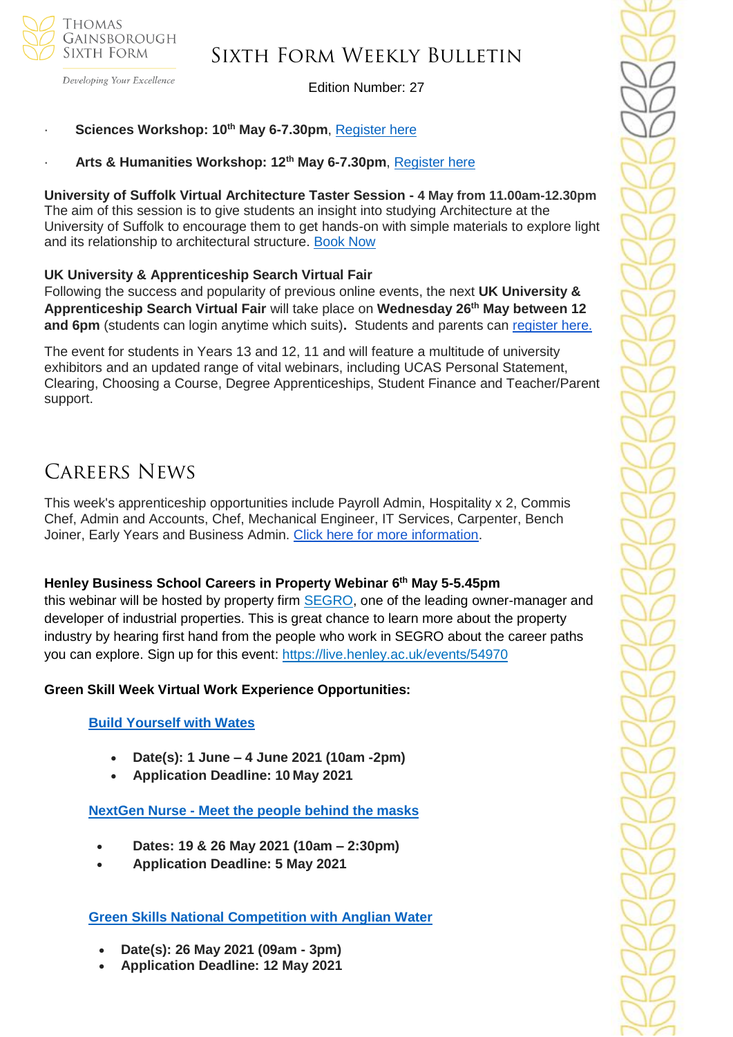- **Sciences Workshop: 10th May 6-7.30pm**, Register here
- **Arts & Humanities Workshop: 12th May 6-7.30pm**, Register here

**University of Suffolk Virtual Architecture Taster Session - 4 May from 11.00am-12.30pm**
The aim of this session is to give students an insight into studying Architecture at the University of Suffolk to encourage them to get hands-on with simple materials to explore light and its relationship to architectural structure. Book Now

**UK University & Apprenticeship Search Virtual Fair**
Following the success and popularity of previous online events, the next **UK University & Apprenticeship Search Virtual Fair** will take place on **Wednesday 26th May between 12 and 6pm** (students can login anytime which suits)**.** Students and parents can register here.

The event for students in Years 13 and 12, 11 and will feature a multitude of university exhibitors and an updated range of vital webinars, including UCAS Personal Statement, Clearing, Choosing a Course, Degree Apprenticeships, Student Finance and Teacher/Parent support.

# Careers News

This week's apprenticeship opportunities include Payroll Admin, Hospitality x 2, Commis Chef, Admin and Accounts, Chef, Mechanical Engineer, IT Services, Carpenter, Bench Joiner, Early Years and Business Admin. Click here for more information.

**Henley Business School Careers in Property Webinar 6th May 5-5.45pm**
this webinar will be hosted by property firm SEGRO, one of the leading owner-manager and developer of industrial properties. This is great chance to learn more about the property industry by hearing first hand from the people who work in SEGRO about the career paths you can explore. Sign up for this event: https://live.henley.ac.uk/events/54970

**Green Skill Week Virtual Work Experience Opportunities:**

**Build Yourself with Wates**

- **Date(s): 1 June – 4 June 2021 (10am -2pm)**
- **Application Deadline: 10 May 2021**

**NextGen Nurse - Meet the people behind the masks**

- **Dates: 19 & 26 May 2021 (10am – 2:30pm)**
- **Application Deadline: 5 May 2021**

**Green Skills National Competition with Anglian Water**

- **Date(s): 26 May 2021 (09am - 3pm)**
- **Application Deadline: 12 May 2021**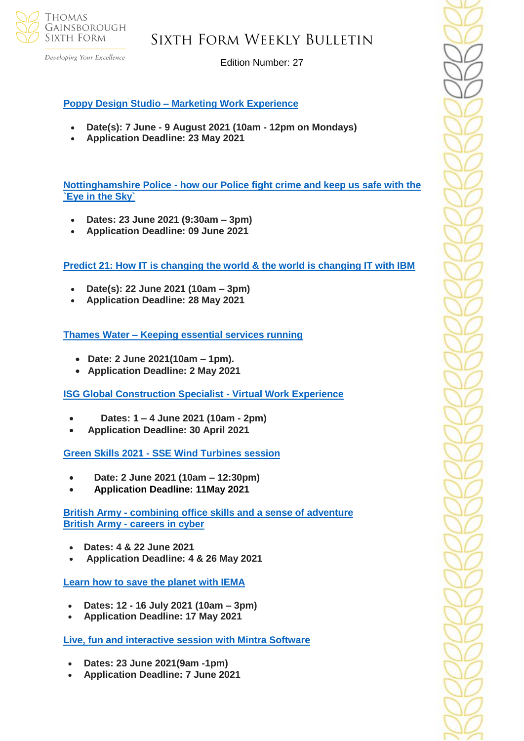**Poppy Design Studio – Marketing Work Experience**

- **Date(s): 7 June - 9 August 2021 (10am - 12pm on Mondays)**
- **Application Deadline: 23 May 2021**

**Nottinghamshire Police - how our Police fight crime and keep us safe with the `Eye in the Sky`**

- **Dates: 23 June 2021 (9:30am – 3pm)**
- **Application Deadline: 09 June 2021**

**Predict 21: How IT is changing the world & the world is changing IT with IBM**

- **Date(s): 22 June 2021 (10am – 3pm)**
- **Application Deadline: 28 May 2021**

**Thames Water – Keeping essential services running**

- **Date: 2 June 2021(10am – 1pm).**
- **Application Deadline: 2 May 2021**

**ISG Global Construction Specialist - Virtual Work Experience**

- **Dates: 1 – 4 June 2021 (10am - 2pm)**
- **Application Deadline: 30 April 2021**

**Green Skills 2021 - SSE Wind Turbines session**

- **Date: 2 June 2021 (10am – 12:30pm)**
- **Application Deadline: 11May 2021**

**British Army - combining office skills and a sense of adventure**
**British Army - careers in cyber**

- **Dates: 4 & 22 June 2021**
- **Application Deadline: 4 & 26 May 2021**

**Learn how to save the planet with IEMA**

- **Dates: 12 - 16 July 2021 (10am – 3pm)**
- **Application Deadline: 17 May 2021**

**Live, fun and interactive session with Mintra Software**

- **Dates: 23 June 2021(9am -1pm)**
- **Application Deadline: 7 June 2021**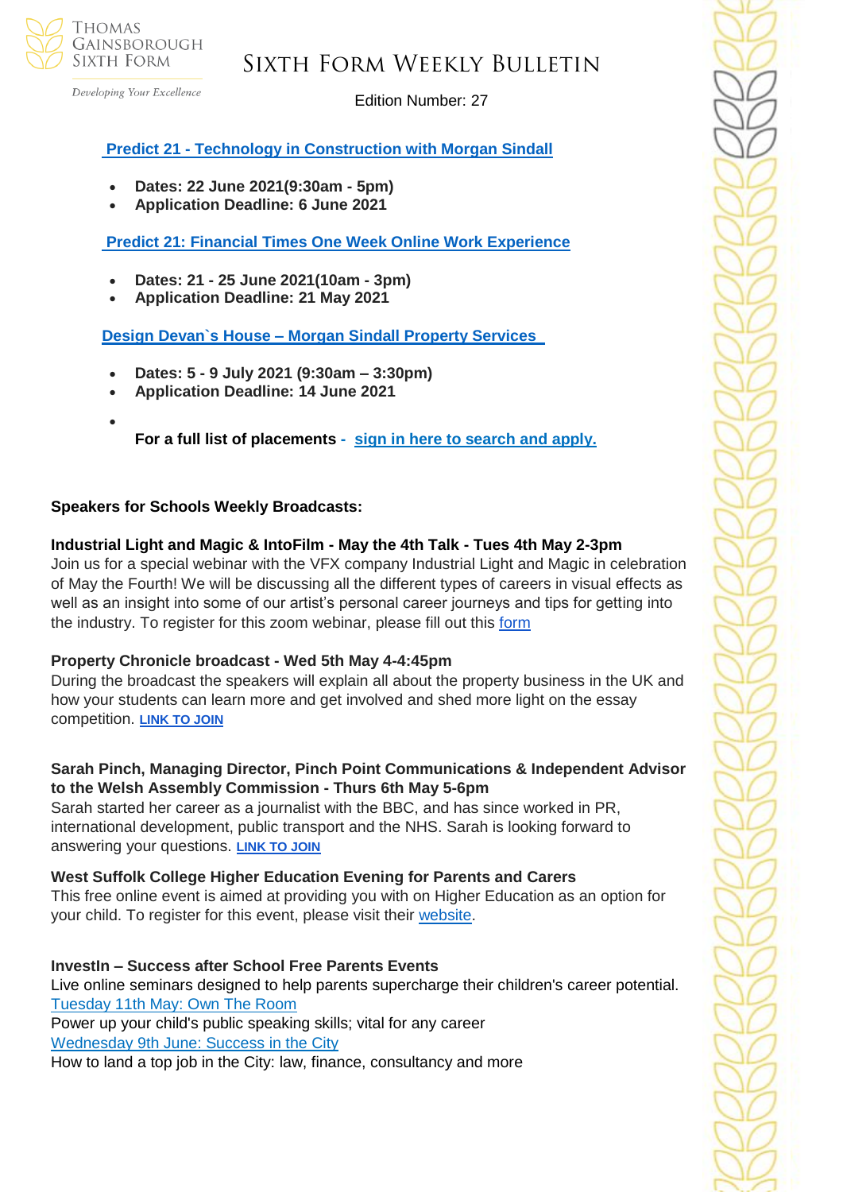**Predict 21 - Technology in Construction with Morgan Sindall**

- **Dates: 22 June 2021(9:30am - 5pm)**
- **Application Deadline: 6 June 2021**

**Predict 21: Financial Times One Week Online Work Experience**

- **Dates: 21 - 25 June 2021(10am - 3pm)**
- **Application Deadline: 21 May 2021**

**Design Devan`s House – Morgan Sindall Property Services**

- **Dates: 5 - 9 July 2021 (9:30am – 3:30pm)**
- **Application Deadline: 14 June 2021**
- **For a full list of placements - sign in here to search and apply.**

**Speakers for Schools Weekly Broadcasts:**

**Industrial Light and Magic & IntoFilm - May the 4th Talk - Tues 4th May 2-3pm**
Join us for a special webinar with the VFX company Industrial Light and Magic in celebration of May the Fourth! We will be discussing all the different types of careers in visual effects as well as an insight into some of our artist's personal career journeys and tips for getting into the industry. To register for this zoom webinar, please fill out this form

**Property Chronicle broadcast - Wed 5th May 4-4:45pm**
During the broadcast the speakers will explain all about the property business in the UK and how your students can learn more and get involved and shed more light on the essay competition. **LINK TO JOIN**

**Sarah Pinch, Managing Director, Pinch Point Communications & Independent Advisor to the Welsh Assembly Commission - Thurs 6th May 5-6pm**
Sarah started her career as a journalist with the BBC, and has since worked in PR, international development, public transport and the NHS. Sarah is looking forward to answering your questions. **LINK TO JOIN**

**West Suffolk College Higher Education Evening for Parents and Carers**
This free online event is aimed at providing you with on Higher Education as an option for your child. To register for this event, please visit their website.

**InvestIn – Success after School Free Parents Events**
Live online seminars designed to help parents supercharge their children's career potential.
Tuesday 11th May: Own The Room
Power up your child's public speaking skills; vital for any career
Wednesday 9th June: Success in the City
How to land a top job in the City: law, finance, consultancy and more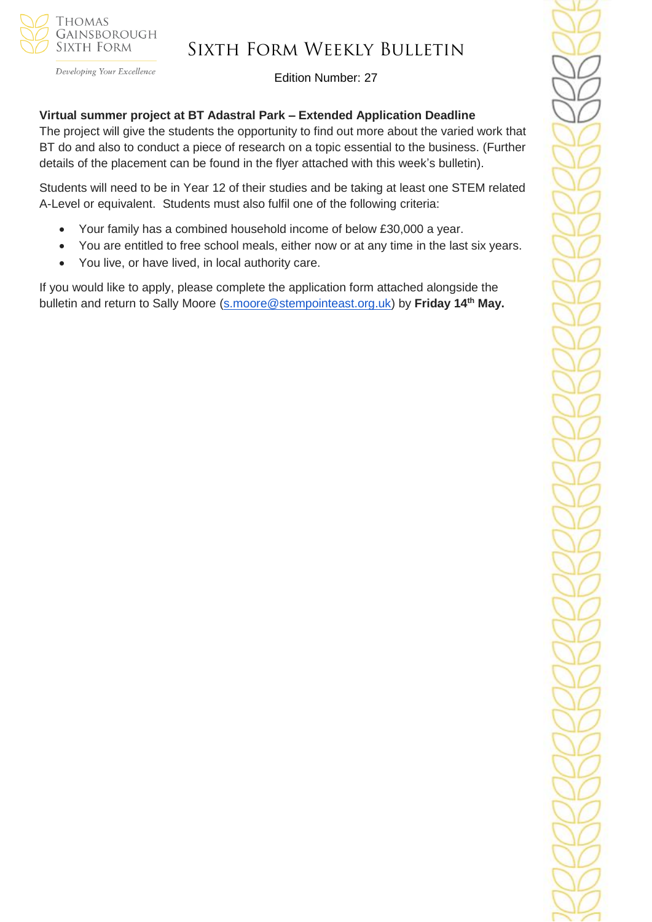**Virtual summer project at BT Adastral Park – Extended Application Deadline**

The project will give the students the opportunity to find out more about the varied work that BT do and also to conduct a piece of research on a topic essential to the business. (Further details of the placement can be found in the flyer attached with this week's bulletin).

Students will need to be in Year 12 of their studies and be taking at least one STEM related A-Level or equivalent. Students must also fulfil one of the following criteria:

- Your family has a combined household income of below £30,000 a year.
- You are entitled to free school meals, either now or at any time in the last six years.
- You live, or have lived, in local authority care.

If you would like to apply, please complete the application form attached alongside the bulletin and return to Sally Moore (s.moore@stempointeast.org.uk) by **Friday 14th May.**